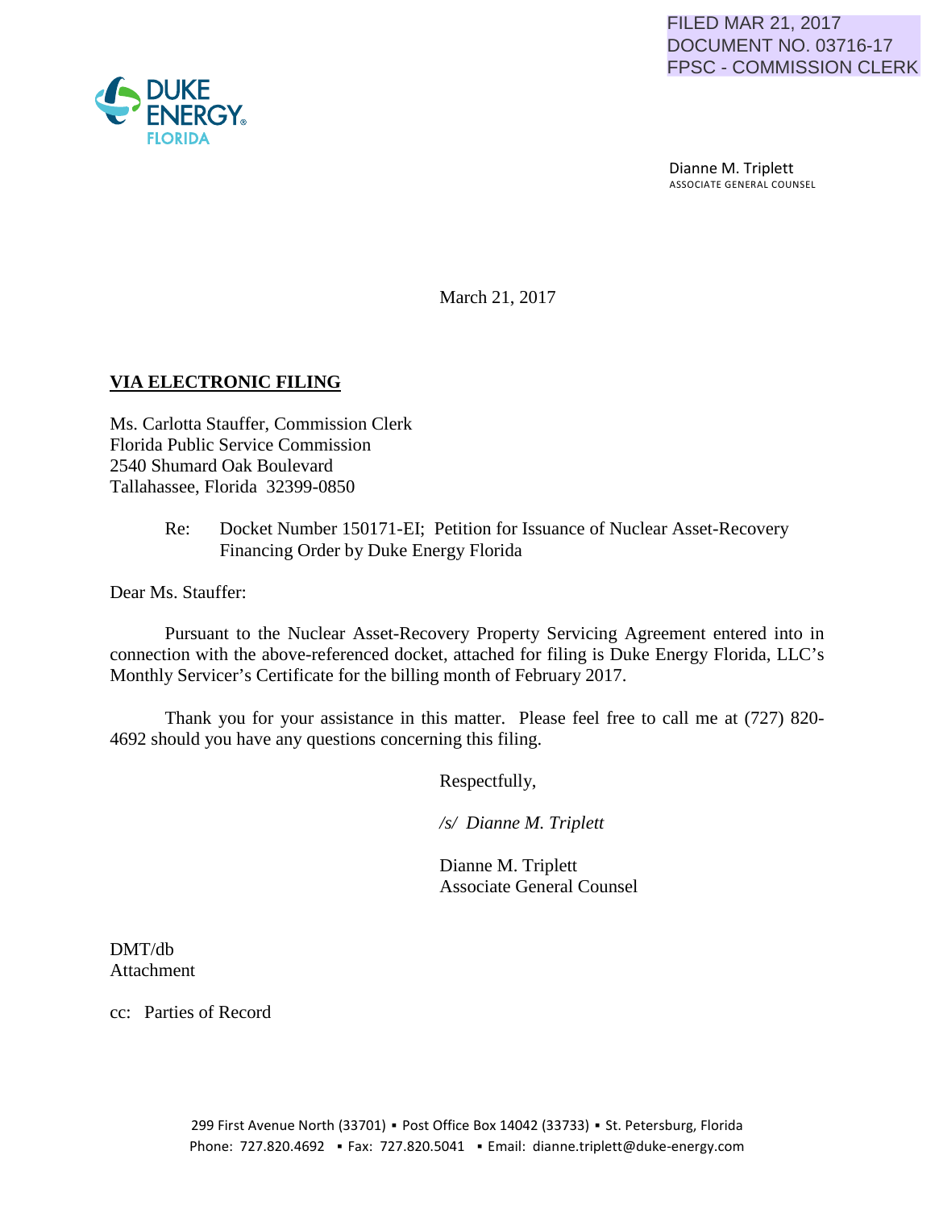FILED MAR 21, 2017
DOCUMENT NO. 03716-17
FPSC - COMMISSION CLERK

DUKE ENERGY FLORIDA

Dianne M. Triplett
ASSOCIATE GENERAL COUNSEL

March 21, 2017

**VIA ELECTRONIC FILING**

Ms. Carlotta Stauffer, Commission Clerk
Florida Public Service Commission
2540 Shumard Oak Boulevard
Tallahassee, Florida 32399-0850

Re: Docket Number 150171-EI; Petition for Issuance of Nuclear Asset-Recovery Financing Order by Duke Energy Florida

Dear Ms. Stauffer:

Pursuant to the Nuclear Asset-Recovery Property Servicing Agreement entered into in connection with the above-referenced docket, attached for filing is Duke Energy Florida, LLC's Monthly Servicer's Certificate for the billing month of February 2017.

Thank you for your assistance in this matter. Please feel free to call me at (727) 820-4692 should you have any questions concerning this filing.

Respectfully,

*/s/ Dianne M. Triplett*

Dianne M. Triplett
Associate General Counsel

DMT/db
Attachment

cc: Parties of Record

299 First Avenue North (33701) ▪ Post Office Box 14042 (33733) ▪ St. Petersburg, Florida
Phone: 727.820.4692 ▪ Fax: 727.820.5041 ▪ Email: dianne.triplett@duke-energy.com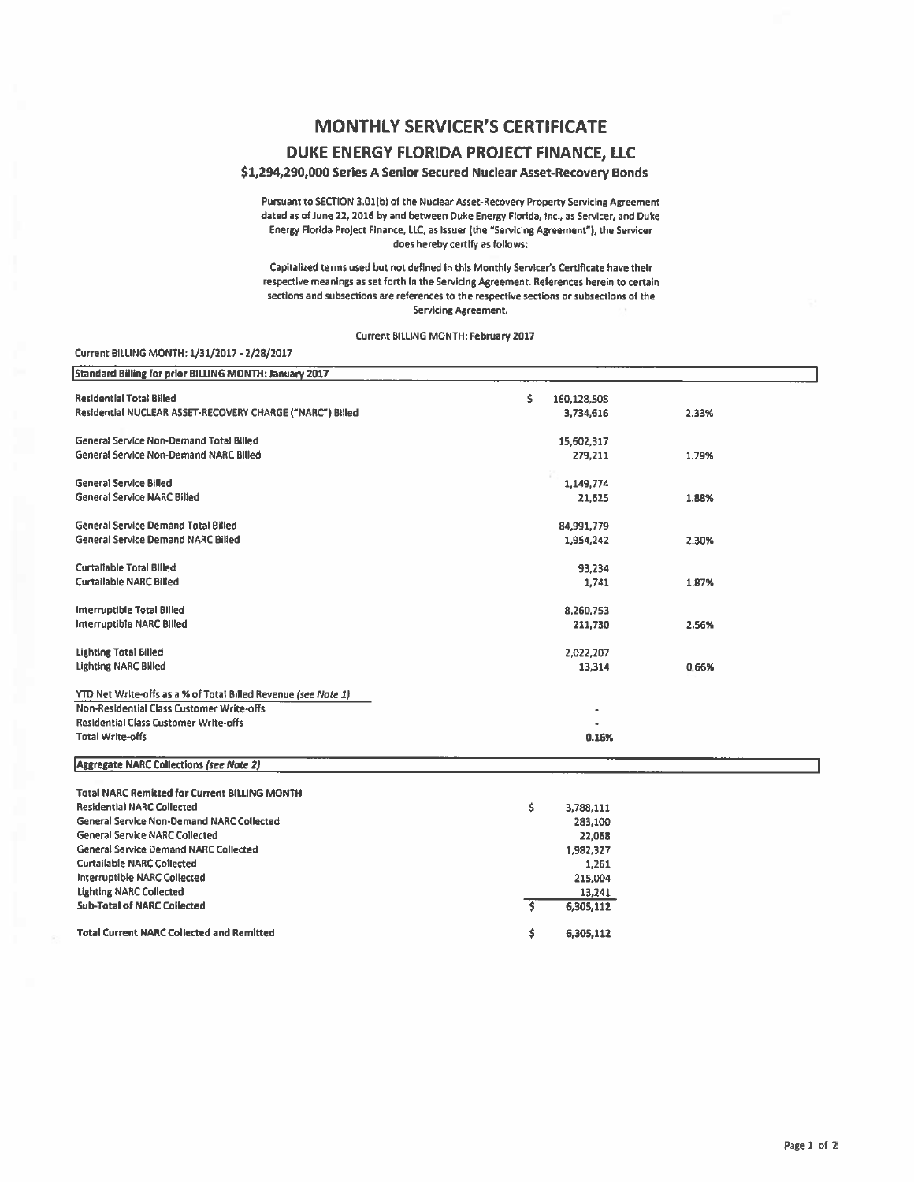# MONTHLY SERVICER'S CERTIFICATE

## DUKE ENERGY FLORIDA PROJECT FINANCE, LLC

### $1,294,290,000 Series A Senior Secured Nuclear Asset-Recovery Bonds

Pursuant to SECTION 3.01(b) of the Nuclear Asset-Recovery Property Servicing Agreement dated as of June 22, 2016 by and between Duke Energy Florida, Inc., as Servicer, and Duke Energy Florida Project Finance, LLC, as Issuer (the "Servicing Agreement"), the Servicer does hereby certify as follows:

Capitalized terms used but not defined in this Monthly Servicer's Certificate have their respective meanings as set forth in the Servicing Agreement. References herein to certain sections and subsections are references to the respective sections or subsections of the Servicing Agreement.

Current BILLING MONTH: **February 2017**

Current BILLING MONTH: 1/31/2017 - 2/28/2017

| Standard Billing for prior BILLING MONTH: January 2017 | | |
|---|---|---|
| Residential Total Billed | $ 160,128,508 | |
| Residential NUCLEAR ASSET-RECOVERY CHARGE ("NARC") Billed | 3,734,616 | 2.33% |
| General Service Non-Demand Total Billed | 15,602,317 | |
| General Service Non-Demand NARC Billed | 279,211 | 1.79% |
| General Service Billed | 1,149,774 | |
| General Service NARC Billed | 21,625 | 1.88% |
| General Service Demand Total Billed | 84,991,779 | |
| General Service Demand NARC Billed | 1,954,242 | 2.30% |
| Curtailable Total Billed | 93,234 | |
| Curtailable NARC Billed | 1,741 | 1.87% |
| Interruptible Total Billed | 8,260,753 | |
| Interruptible NARC Billed | 211,730 | 2.56% |
| Lighting Total Billed | 2,022,207 | |
| Lighting NARC Billed | 13,314 | 0.66% |
| YTD Net Write-offs as a % of Total Billed Revenue *(see Note 1)* | | |
| Non-Residential Class Customer Write-offs | - | |
| Residential Class Customer Write-offs | - | |
| Total Write-offs | **0.16%** | |

| Aggregate NARC Collections *(see Note 2)* | |
|---|---|
| **Total NARC Remitted for Current BILLING MONTH** | |
| Residential NARC Collected | $ 3,788,111 |
| General Service Non-Demand NARC Collected | 283,100 |
| General Service NARC Collected | 22,068 |
| General Service Demand NARC Collected | 1,982,327 |
| Curtailable NARC Collected | 1,261 |
| Interruptible NARC Collected | 215,004 |
| Lighting NARC Collected | 13,241 |
| **Sub-Total of NARC Collected** | **$ 6,305,112** |
| **Total Current NARC Collected and Remitted** | **$ 6,305,112** |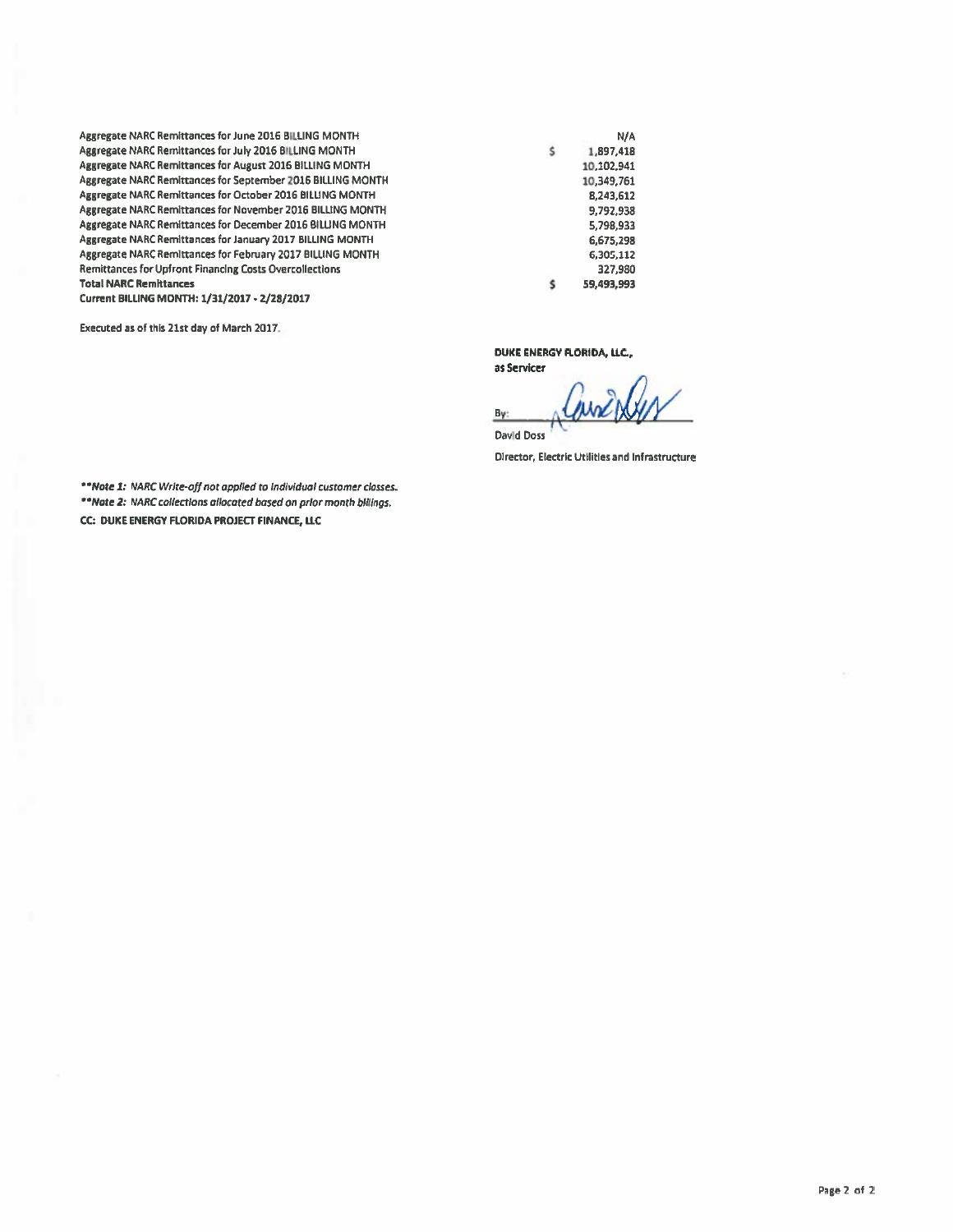| | | |
|---|---|---|
| Aggregate NARC Remittances for June 2016 BILLING MONTH | | N/A |
| Aggregate NARC Remittances for July 2016 BILLING MONTH | $ | 1,897,418 |
| Aggregate NARC Remittances for August 2016 BILLING MONTH | | 10,102,941 |
| Aggregate NARC Remittances for September 2016 BILLING MONTH | | 10,349,761 |
| Aggregate NARC Remittances for October 2016 BILLING MONTH | | 8,243,612 |
| Aggregate NARC Remittances for November 2016 BILLING MONTH | | 9,792,938 |
| Aggregate NARC Remittances for December 2016 BILLING MONTH | | 5,798,933 |
| Aggregate NARC Remittances for January 2017 BILLING MONTH | | 6,675,298 |
| Aggregate NARC Remittances for February 2017 BILLING MONTH | | 6,305,112 |
| Remittances for Upfront Financing Costs Overcollections | | 327,980 |
| **Total NARC Remittances** | $ | 59,493,993 |

**Current BILLING MONTH: 1/31/2017 - 2/28/2017**

Executed as of this 21st day of March 2017.

**DUKE ENERGY FLORIDA, LLC.,**
as Servicer

By: _______________

David Doss

Director, Electric Utilities and Infrastructure

***\*Note 1:** NARC Write-off not applied to individual customer classes.*

***\*Note 2:** NARC collections allocated based on prior month billings.*

CC: DUKE ENERGY FLORIDA PROJECT FINANCE, LLC